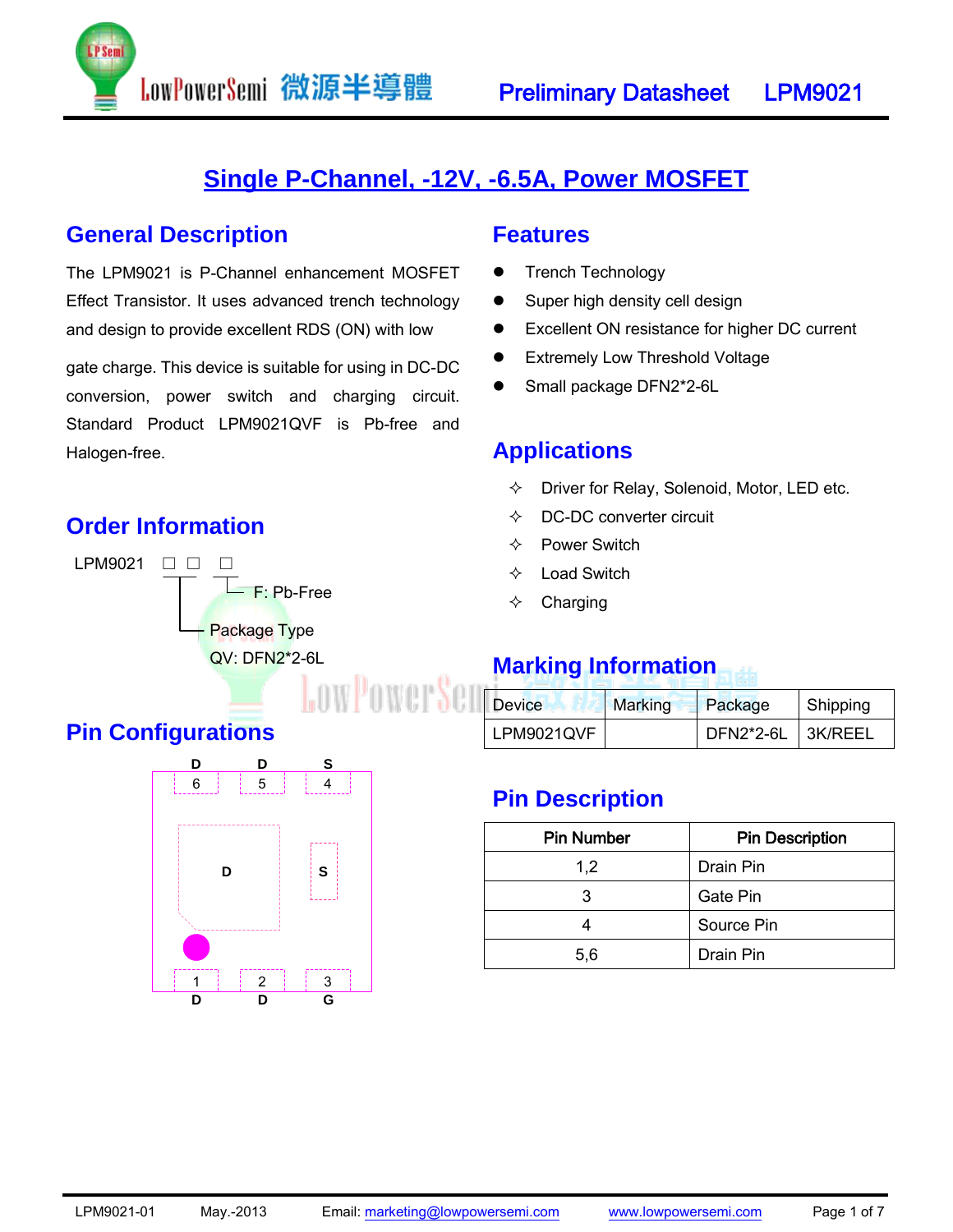# Single P-Channel, -12V, -6.5A, Power MOSFET

## General Description

The LPM9021 is P-Channel enhancement MOSFET Effect Transistor. It uses advanced trench technology and design to provide excellent RDS (ON) with low gate charge. This device is suitable for using in DC-DC conversion, power switch and charging circuit. Standard Product LPM9021QVF is Pb-free and Halogen-free.

## Features

- Trench Technology
- Super high density cell design
- Excellent ON resistance for higher DC current
- Extremely Low Threshold Voltage
- Small package DFN2*2-6L

## Applications

- Driver for Relay, Solenoid, Motor, LED etc.
- DC-DC converter circuit
- Power Switch
- Load Switch
- Charging

## Order Information

LPM9021 □ □ □

- F: Pb-Free
- Package Type
  QV: DFN2*2-6L

## Marking Information

| Device | Marking | Package | Shipping |
|---|---|---|---|
| LPM9021QVF | | DFN2*2-6L | 3K/REEL |

## Pin Configurations

D D S
6 5 4

D S

1 2 3
D D G

## Pin Description

| Pin Number | Pin Description |
|---|---|
| 1,2 | Drain Pin |
| 3 | Gate Pin |
| 4 | Source Pin |
| 5,6 | Drain Pin |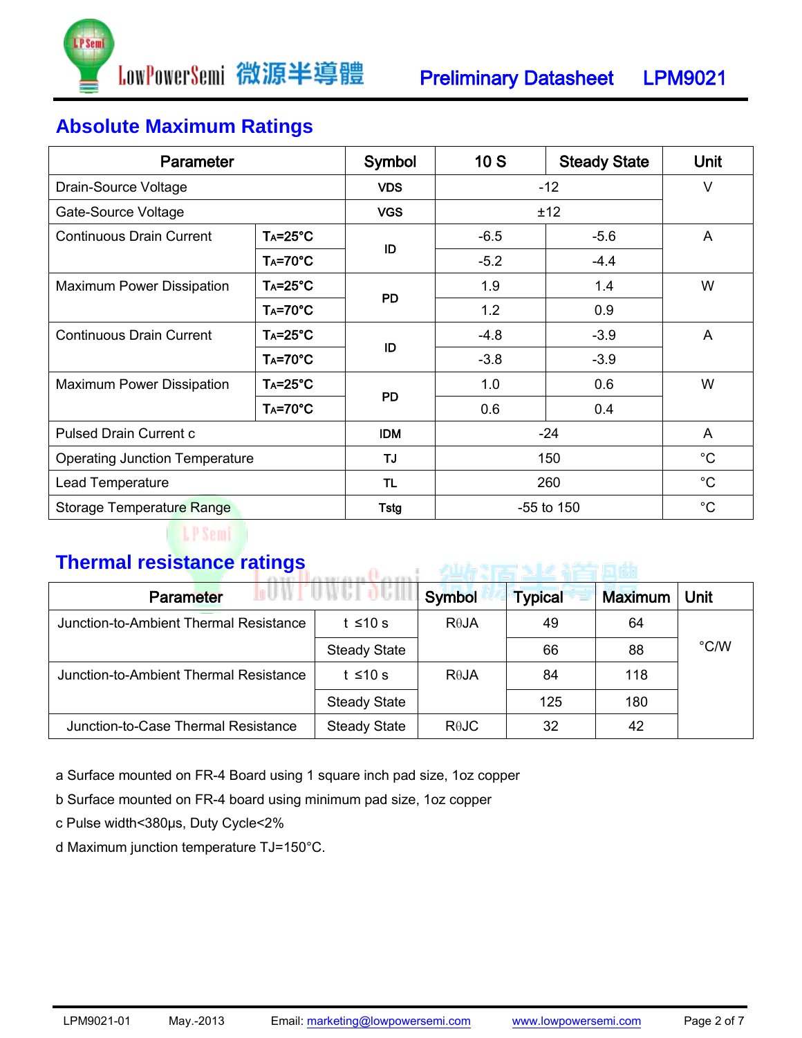## Absolute Maximum Ratings

| Parameter | | Symbol | 10 S | Steady State | Unit |
|---|---|---|---|---|---|
| Drain-Source Voltage | | VDS | -12 | | V |
| Gate-Source Voltage | | VGS | ±12 | | |
| Continuous Drain Current | $T_A$=25°C | ID | -6.5 | -5.6 | A |
| | $T_A$=70°C | | -5.2 | -4.4 | |
| Maximum Power Dissipation | $T_A$=25°C | PD | 1.9 | 1.4 | W |
| | $T_A$=70°C | | 1.2 | 0.9 | |
| Continuous Drain Current | $T_A$=25°C | ID | -4.8 | -3.9 | A |
| | $T_A$=70°C | | -3.8 | -3.9 | |
| Maximum Power Dissipation | $T_A$=25°C | PD | 1.0 | 0.6 | W |
| | $T_A$=70°C | | 0.6 | 0.4 | |
| Pulsed Drain Current c | | IDM | -24 | | A |
| Operating Junction Temperature | | TJ | 150 | | °C |
| Lead Temperature | | TL | 260 | | °C |
| Storage Temperature Range | | Tstg | -55 to 150 | | °C |

## Thermal resistance ratings

| Parameter | | Symbol | Typical | Maximum | Unit |
|---|---|---|---|---|---|
| Junction-to-Ambient Thermal Resistance | t ≤10 s | RθJA | 49 | 64 | °C/W |
| | Steady State | | 66 | 88 | |
| Junction-to-Ambient Thermal Resistance | t ≤10 s | RθJA | 84 | 118 | |
| | Steady State | | 125 | 180 | |
| Junction-to-Case Thermal Resistance | Steady State | RθJC | 32 | 42 | |

a Surface mounted on FR-4 Board using 1 square inch pad size, 1oz copper

b Surface mounted on FR-4 board using minimum pad size, 1oz copper

c Pulse width<380μs, Duty Cycle<2%

d Maximum junction temperature TJ=150°C.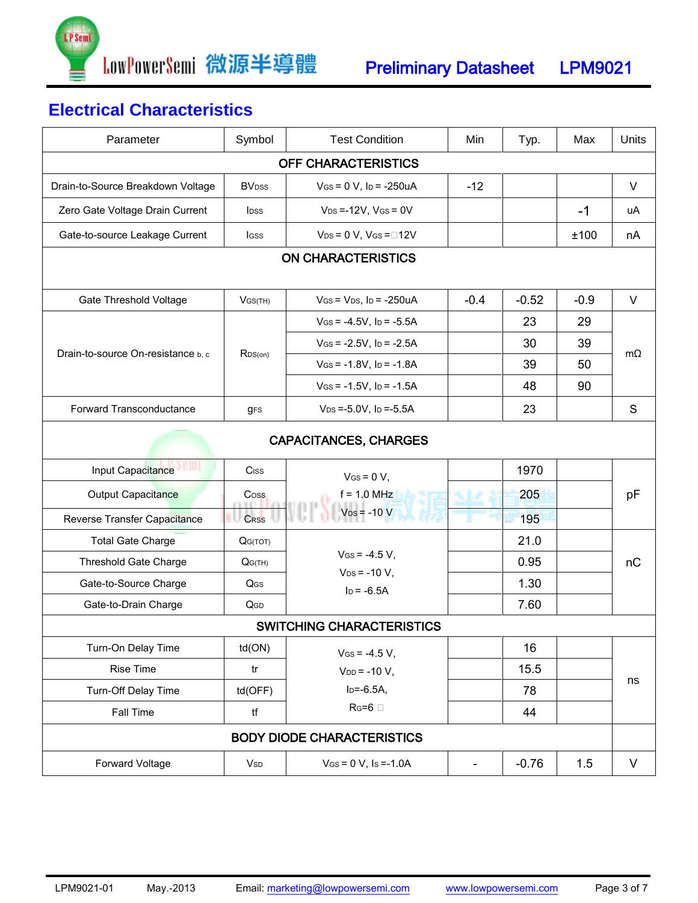## Electrical Characteristics

| Parameter | Symbol | Test Condition | Min | Typ. | Max | Units |
|---|---|---|---|---|---|---|
| **OFF CHARACTERISTICS** | | | | | | |
| Drain-to-Source Breakdown Voltage | $BV_{DSS}$ | $V_{GS}$ = 0 V, $I_D$ = -250uA | -12 | | | V |
| Zero Gate Voltage Drain Current | $I_{DSS}$ | $V_{DS}$ =-12V, $V_{GS}$ = 0V | | | -1 | uA |
| Gate-to-source Leakage Current | $I_{GSS}$ | $V_{DS}$ = 0 V, $V_{GS}$ =±12V | | | ±100 | nA |
| **ON CHARACTERISTICS** | | | | | | |
| Gate Threshold Voltage | $V_{GS(TH)}$ | $V_{GS}$ = $V_{DS}$, $I_D$ = -250uA | -0.4 | -0.52 | -0.9 | V |
| Drain-to-source On-resistance b, c | $R_{DS(on)}$ | $V_{GS}$ = -4.5V, $I_D$ = -5.5A | | 23 | 29 | mΩ |
| | | $V_{GS}$ = -2.5V, $I_D$ = -2.5A | | 30 | 39 | |
| | | $V_{GS}$ = -1.8V, $I_D$ = -1.8A | | 39 | 50 | |
| | | $V_{GS}$ = -1.5V, $I_D$ = -1.5A | | 48 | 90 | |
| Forward Transconductance | $g_{FS}$ | $V_{DS}$ =-5.0V, $I_D$ =-5.5A | | 23 | | S |
| **CAPACITANCES, CHARGES** | | | | | | |
| Input Capacitance | $C_{ISS}$ | $V_{GS}$ = 0 V, f = 1.0 MHz, $V_{DS}$ = -10 V | | 1970 | | pF |
| Output Capacitance | $C_{OSS}$ | | | 205 | | |
| Reverse Transfer Capacitance | $C_{RSS}$ | | | 195 | | |
| Total Gate Charge | $Q_{G(TOT)}$ | $V_{GS}$ = -4.5 V, $V_{DS}$ = -10 V, $I_D$ = -6.5A | | 21.0 | | nC |
| Threshold Gate Charge | $Q_{G(TH)}$ | | | 0.95 | | |
| Gate-to-Source Charge | $Q_{GS}$ | | | 1.30 | | |
| Gate-to-Drain Charge | $Q_{GD}$ | | | 7.60 | | |
| **SWITCHING CHARACTERISTICS** | | | | | | |
| Turn-On Delay Time | td(ON) | $V_{GS}$ = -4.5 V, $V_{DD}$ = -10 V, $I_D$=-6.5A, $R_G$=6 Ω | | 16 | | ns |
| Rise Time | tr | | | 15.5 | | |
| Turn-Off Delay Time | td(OFF) | | | 78 | | |
| Fall Time | tf | | | 44 | | |
| **BODY DIODE CHARACTERISTICS** | | | | | | |
| Forward Voltage | $V_{SD}$ | $V_{GS}$ = 0 V, $I_S$ =-1.0A | - | -0.76 | 1.5 | V |

LPM9021-01 May.-2013 Email: marketing@lowpowersemi.com www.lowpowersemi.com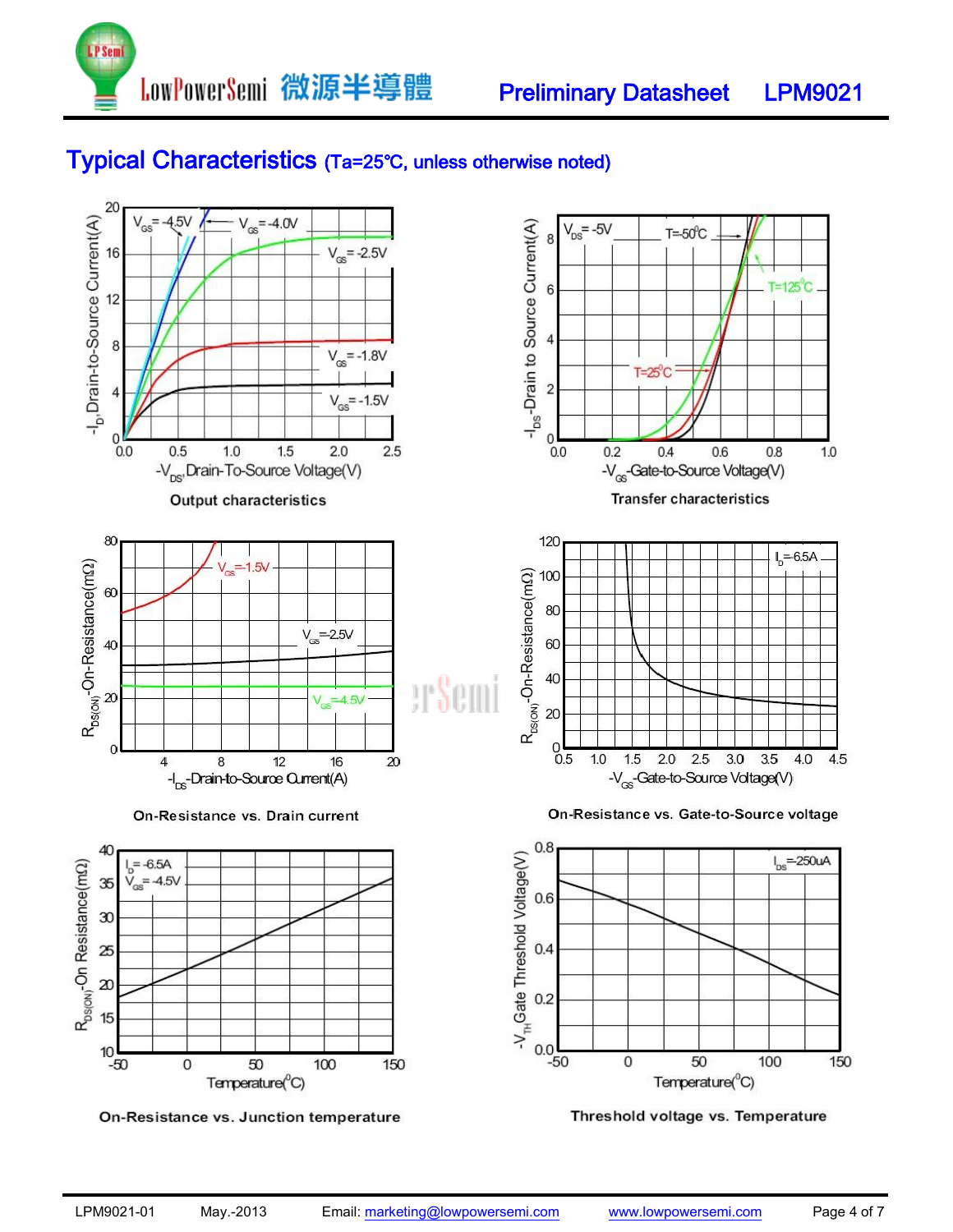## Typical Characteristics (Ta=25℃, unless otherwise noted)

$V_{GS}$=-4.5V
$V_{GS}$=-4.0V
$V_{GS}$=-2.5V
$V_{GS}$=-1.8V
$V_{GS}$=-1.5V
20
16
12
8
4
0
0.0 0.5 1.0 1.5 2.0 2.5
$-I_D$,-Drain-to-Source Current(A)
$-V_{DS}$,Drain-To-Source Voltage(V)

**Output characteristics**

$V_{DS}$=-5V
T=-50°C
T=125°C
T=25°C
8
6
4
2
0
0.0 0.2 0.4 0.6 0.8 1.0
$-I_{DS}$-Drain to Source Current(A)
$-V_{GS}$-Gate-to-Source Voltage(V)

**Transfer characteristics**

$V_{GS}$=-1.5V
$V_{GS}$=-2.5V
$V_{GS}$=-4.5V
80
60
40
20
0
4 8 12 16 20
$R_{DS(ON)}$-On-Resistance(mΩ)
$-I_{DS}$-Drain-to-Source Current(A)

**On-Resistance vs. Drain current**

$I_D$=-6.5A
120
100
80
60
40
20
0
0.5 1.0 1.5 2.0 2.5 3.0 3.5 4.0 4.5
$R_{DS(ON)}$-On-Resistance(mΩ)
$-V_{GS}$-Gate-to-Source Voltage(V)

**On-Resistance vs. Gate-to-Source voltage**

$I_D$=-6.5A
$V_{GS}$=-4.5V
40
35
30
25
20
15
10
-50 0 50 100 150
$R_{DS(ON)}$-On Resistance(mΩ)
Temperature(°C)

**On-Resistance vs. Junction temperature**

$I_{DS}$=-250uA
0.8
0.6
0.4
0.2
0.0
-50 0 50 100 150
$-V_{TH}$ Gate Threshold Voltage(V)
Temperature(°C)

**Threshold voltage vs. Temperature**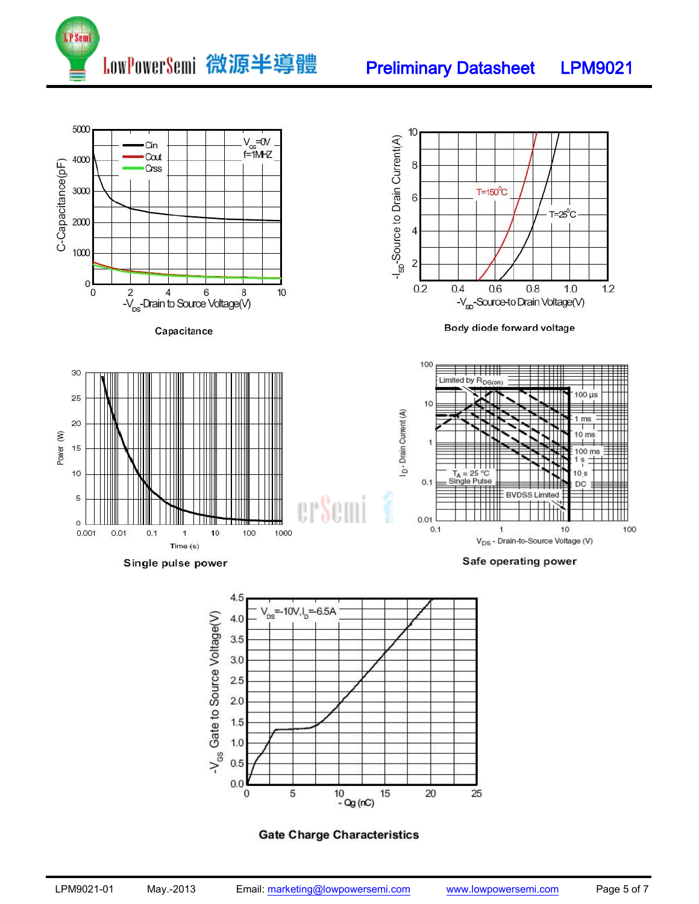C-Capacitance(pF)

5000
4000
3000
2000
1000
0

Cin
Cout
Crss

$V_{GS}$=0V
f=1MHZ

0 2 4 6 8 10

$-V_{DS}$-Drain to Source Voltage(V)

**Capacitance**

$-I_{SD}$-Source to Drain Current(A)

10
8
6
4
2

T=150°C
T=25°C

0.2 0.4 0.6 0.8 1.0 1.2

$-V_{SD}$-Source-to Drain Voltage(V)

**Body diode forward voltage**

Power (W)

30
25
20
15
10
5
0

0.001 0.01 0.1 1 10 100 1000

Time (s)

**Single pulse power**

$I_D$ - Drain Current (A)

100
10
1
0.1
0.01

Limited by $R_{DS(on)}$

100 µs
1 ms
10 ms
100 ms
1 s
10 s
DC

$T_A$ = 25 °C
Single Pulse

BVDSS Limited

0.1 1 10 100

$V_{DS}$ - Drain-to-Source Voltage (V)

**Safe operating power**

$-V_{GS}$ Gate to Source Voltage(V)

4.5
4.0
3.5
3.0
2.5
2.0
1.5
1.0
0.5
0.0

$V_{DS}$=-10V,$I_D$=-6.5A

0 5 10 15 20 25

- Qg (nC)

**Gate Charge Characteristics**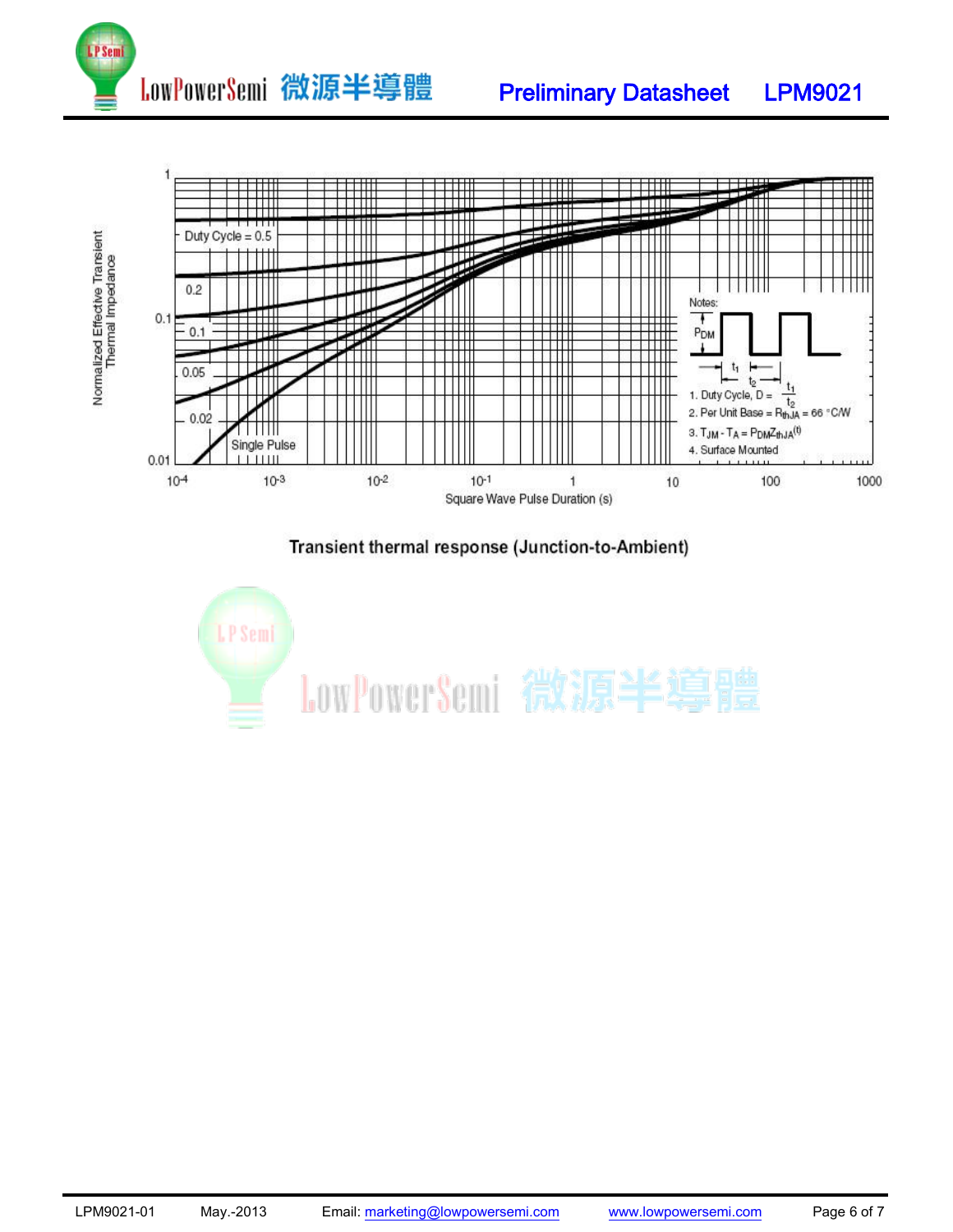Normalized Effective Transient Thermal Impedance

1

0.1

0.01

Duty Cycle = 0.5

0.2

0.1

0.05

0.02

Single Pulse

$10^{-4}$ $10^{-3}$ $10^{-2}$ $10^{-1}$ 1 10 100 1000

Square Wave Pulse Duration (s)

Notes:

$P_{DM}$

$t_1$

$t_2$

1. Duty Cycle, $D = \frac{t_1}{t_2}$
2. Per Unit Base = $R_{thJA}$ = 66 °C/W
3. $T_{JM} - T_A = P_{DM}Z_{thJA}^{(t)}$
4. Surface Mounted

**Transient thermal response (Junction-to-Ambient)**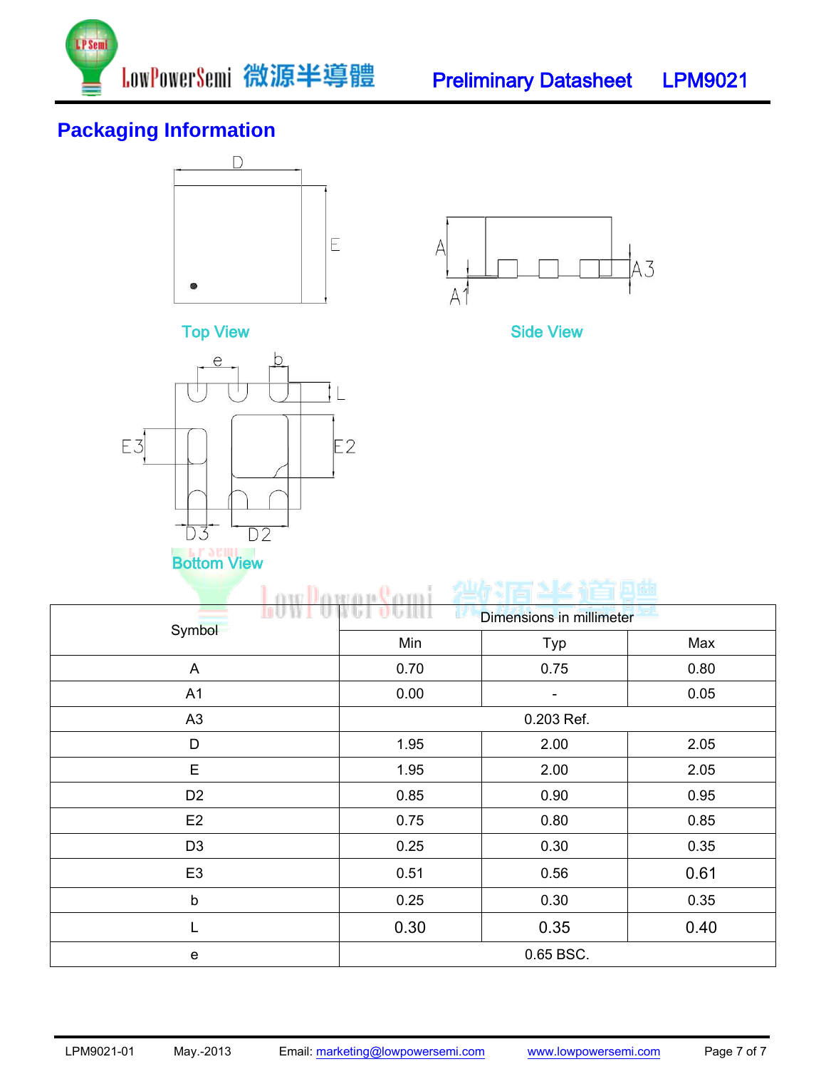## Packaging Information

D

E

Top View

A

A1

A3

Side View

e

b

L

E3

E2

D3

D2

Bottom View

| Symbol | Dimensions in millimeter | | |
|---|---|---|---|
| | Min | Typ | Max |
| A | 0.70 | 0.75 | 0.80 |
| A1 | 0.00 | - | 0.05 |
| A3 | 0.203 Ref. | | |
| D | 1.95 | 2.00 | 2.05 |
| E | 1.95 | 2.00 | 2.05 |
| D2 | 0.85 | 0.90 | 0.95 |
| E2 | 0.75 | 0.80 | 0.85 |
| D3 | 0.25 | 0.30 | 0.35 |
| E3 | 0.51 | 0.56 | 0.61 |
| b | 0.25 | 0.30 | 0.35 |
| L | 0.30 | 0.35 | 0.40 |
| e | 0.65 BSC. | | |